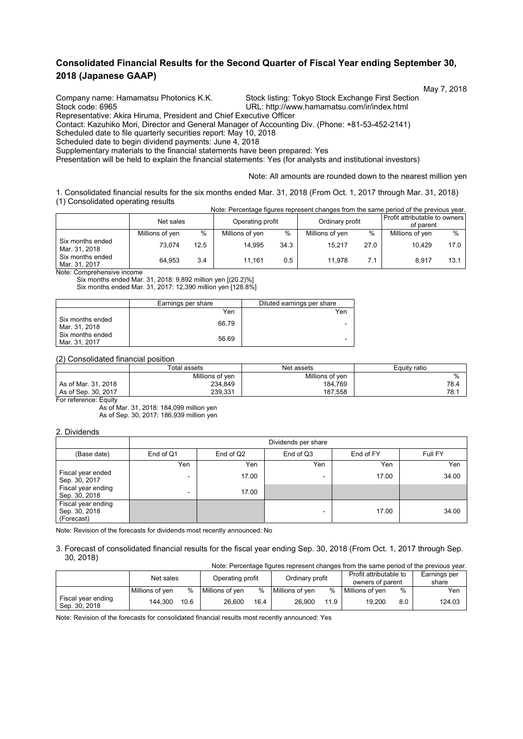# Consolidated Financial Results for the Second Quarter of Fiscal Year ending September 30, 2018 (Japanese GAAP)

May 7, 2018

Company name: Hamamatsu Photonics K.K.
Stock listing: Tokyo Stock Exchange First Section
Stock code: 6965
URL: http://www.hamamatsu.com/ir/index.html
Representative: Akira Hiruma, President and Chief Executive Officer
Contact: Kazuhiko Mori, Director and General Manager of Accounting Div. (Phone: +81-53-452-2141)
Scheduled date to file quarterly securities report: May 10, 2018
Scheduled date to begin dividend payments: June 4, 2018
Supplementary materials to the financial statements have been prepared: Yes
Presentation will be held to explain the financial statements: Yes (for analysts and institutional investors)

Note: All amounts are rounded down to the nearest million yen

1. Consolidated financial results for the six months ended Mar. 31, 2018 (From Oct. 1, 2017 through Mar. 31, 2018)

(1) Consolidated operating results

Note: Percentage figures represent changes from the same period of the previous year.

| | Net sales | | Operating profit | | Ordinary profit | | Profit attributable to owners of parent | |
|---|---|---|---|---|---|---|---|---|
| | Millions of yen | % | Millions of yen | % | Millions of yen | % | Millions of yen | % |
| Six months ended Mar. 31, 2018 | 73,074 | 12.5 | 14,995 | 34.3 | 15,217 | 27.0 | 10,429 | 17.0 |
| Six months ended Mar. 31, 2017 | 64,953 | 3.4 | 11,161 | 0.5 | 11,978 | 7.1 | 8,917 | 13.1 |

Note: Comprehensive income
Six months ended Mar. 31, 2018: 9,892 million yen [(20.2)%]
Six months ended Mar. 31, 2017: 12,390 million yen [128.8%]

| | Earnings per share | Diluted earnings per share |
|---|---|---|
| | Yen | Yen |
| Six months ended Mar. 31, 2018 | 66.79 | - |
| Six months ended Mar. 31, 2017 | 56.69 | - |

(2) Consolidated financial position

| | Total assets | Net assets | Equity ratio |
|---|---|---|---|
| | Millions of yen | Millions of yen | % |
| As of Mar. 31, 2018 | 234,849 | 184,769 | 78.4 |
| As of Sep. 30, 2017 | 239,331 | 187,558 | 78.1 |

For reference: Equity
As of Mar. 31, 2018: 184,099 million yen
As of Sep. 30, 2017: 186,939 million yen

2. Dividends

| | Dividends per share | | | | |
|---|---|---|---|---|---|
| (Base date) | End of Q1 | End of Q2 | End of Q3 | End of FY | Full FY |
| | Yen | Yen | Yen | Yen | Yen |
| Fiscal year ended Sep. 30, 2017 | - | 17.00 | - | 17.00 | 34.00 |
| Fiscal year ending Sep. 30, 2018 | - | 17.00 | | | |
| Fiscal year ending Sep. 30, 2018 (Forecast) | | | - | 17.00 | 34.00 |

Note: Revision of the forecasts for dividends most recently announced: No

3. Forecast of consolidated financial results for the fiscal year ending Sep. 30, 2018 (From Oct. 1, 2017 through Sep. 30, 2018)

Note: Percentage figures represent changes from the same period of the previous year.

| | Net sales | | Operating profit | | Ordinary profit | | Profit attributable to owners of parent | | Earnings per share |
|---|---|---|---|---|---|---|---|---|---|
| | Millions of yen | % | Millions of yen | % | Millions of yen | % | Millions of yen | % | Yen |
| Fiscal year ending Sep. 30, 2018 | 144,300 | 10.6 | 26,600 | 16.4 | 26,900 | 11.9 | 19,200 | 8.0 | 124.03 |

Note: Revision of the forecasts for consolidated financial results most recently announced: Yes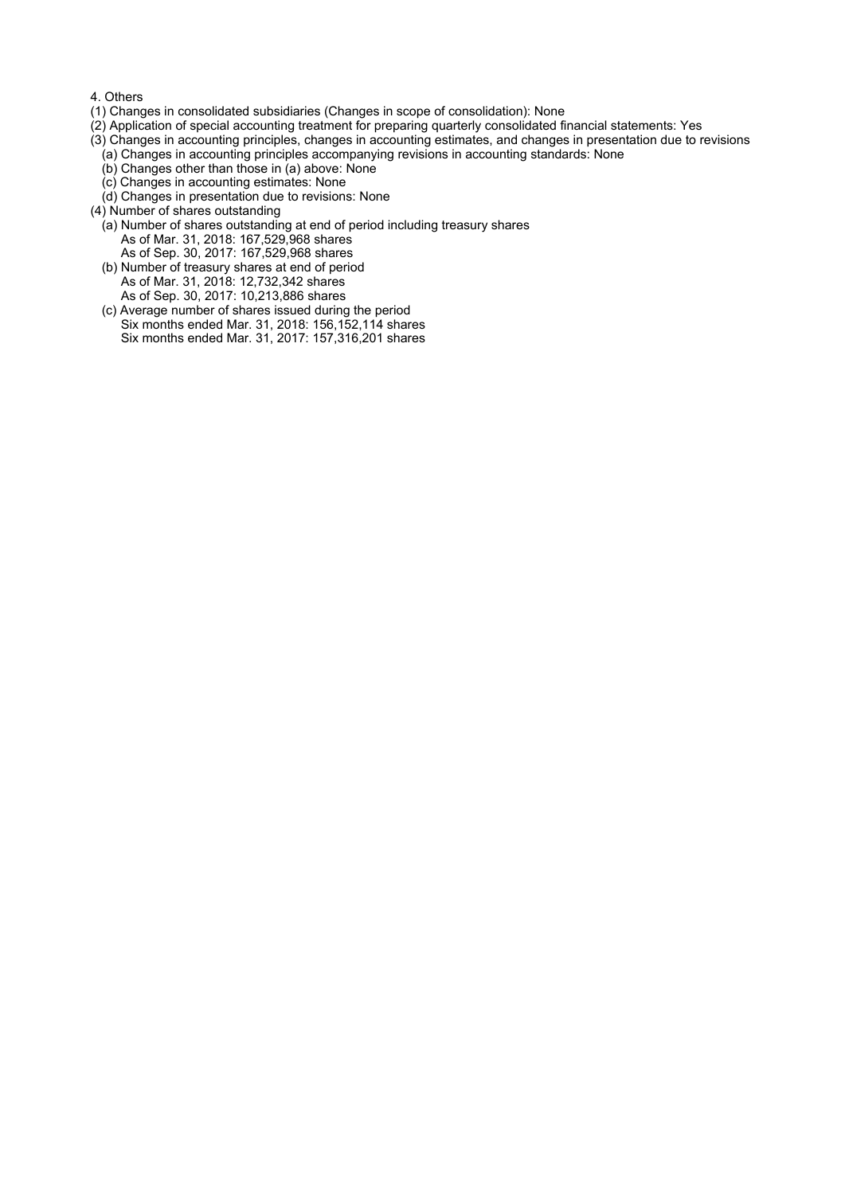4. Others

(1) Changes in consolidated subsidiaries (Changes in scope of consolidation): None

(2) Application of special accounting treatment for preparing quarterly consolidated financial statements: Yes

(3) Changes in accounting principles, changes in accounting estimates, and changes in presentation due to revisions

- (a) Changes in accounting principles accompanying revisions in accounting standards: None
- (b) Changes other than those in (a) above: None
- (c) Changes in accounting estimates: None
- (d) Changes in presentation due to revisions: None

(4) Number of shares outstanding

- (a) Number of shares outstanding at end of period including treasury shares
  - As of Mar. 31, 2018: 167,529,968 shares
  - As of Sep. 30, 2017: 167,529,968 shares
- (b) Number of treasury shares at end of period
  - As of Mar. 31, 2018: 12,732,342 shares
  - As of Sep. 30, 2017: 10,213,886 shares
- (c) Average number of shares issued during the period
  - Six months ended Mar. 31, 2018: 156,152,114 shares
  - Six months ended Mar. 31, 2017: 157,316,201 shares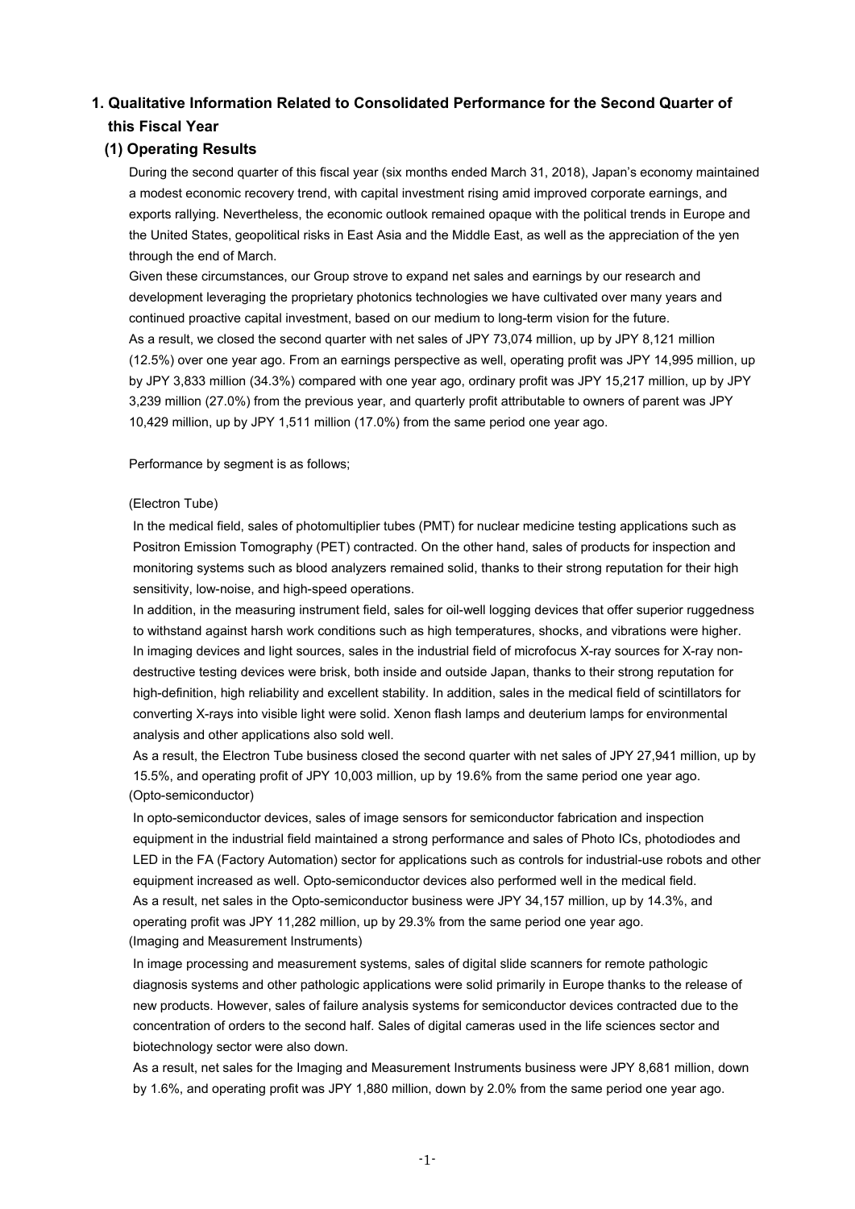# 1. Qualitative Information Related to Consolidated Performance for the Second Quarter of this Fiscal Year

## (1) Operating Results

During the second quarter of this fiscal year (six months ended March 31, 2018), Japan's economy maintained a modest economic recovery trend, with capital investment rising amid improved corporate earnings, and exports rallying. Nevertheless, the economic outlook remained opaque with the political trends in Europe and the United States, geopolitical risks in East Asia and the Middle East, as well as the appreciation of the yen through the end of March.

Given these circumstances, our Group strove to expand net sales and earnings by our research and development leveraging the proprietary photonics technologies we have cultivated over many years and continued proactive capital investment, based on our medium to long-term vision for the future.

As a result, we closed the second quarter with net sales of JPY 73,074 million, up by JPY 8,121 million (12.5%) over one year ago. From an earnings perspective as well, operating profit was JPY 14,995 million, up by JPY 3,833 million (34.3%) compared with one year ago, ordinary profit was JPY 15,217 million, up by JPY 3,239 million (27.0%) from the previous year, and quarterly profit attributable to owners of parent was JPY 10,429 million, up by JPY 1,511 million (17.0%) from the same period one year ago.

Performance by segment is as follows;

(Electron Tube)

In the medical field, sales of photomultiplier tubes (PMT) for nuclear medicine testing applications such as Positron Emission Tomography (PET) contracted. On the other hand, sales of products for inspection and monitoring systems such as blood analyzers remained solid, thanks to their strong reputation for their high sensitivity, low-noise, and high-speed operations.

In addition, in the measuring instrument field, sales for oil-well logging devices that offer superior ruggedness to withstand against harsh work conditions such as high temperatures, shocks, and vibrations were higher.

In imaging devices and light sources, sales in the industrial field of microfocus X-ray sources for X-ray non-destructive testing devices were brisk, both inside and outside Japan, thanks to their strong reputation for high-definition, high reliability and excellent stability. In addition, sales in the medical field of scintillators for converting X-rays into visible light were solid. Xenon flash lamps and deuterium lamps for environmental analysis and other applications also sold well.

As a result, the Electron Tube business closed the second quarter with net sales of JPY 27,941 million, up by 15.5%, and operating profit of JPY 10,003 million, up by 19.6% from the same period one year ago.

(Opto-semiconductor)

In opto-semiconductor devices, sales of image sensors for semiconductor fabrication and inspection equipment in the industrial field maintained a strong performance and sales of Photo ICs, photodiodes and LED in the FA (Factory Automation) sector for applications such as controls for industrial-use robots and other equipment increased as well. Opto-semiconductor devices also performed well in the medical field.

As a result, net sales in the Opto-semiconductor business were JPY 34,157 million, up by 14.3%, and operating profit was JPY 11,282 million, up by 29.3% from the same period one year ago.

(Imaging and Measurement Instruments)

In image processing and measurement systems, sales of digital slide scanners for remote pathologic diagnosis systems and other pathologic applications were solid primarily in Europe thanks to the release of new products. However, sales of failure analysis systems for semiconductor devices contracted due to the concentration of orders to the second half. Sales of digital cameras used in the life sciences sector and biotechnology sector were also down.

As a result, net sales for the Imaging and Measurement Instruments business were JPY 8,681 million, down by 1.6%, and operating profit was JPY 1,880 million, down by 2.0% from the same period one year ago.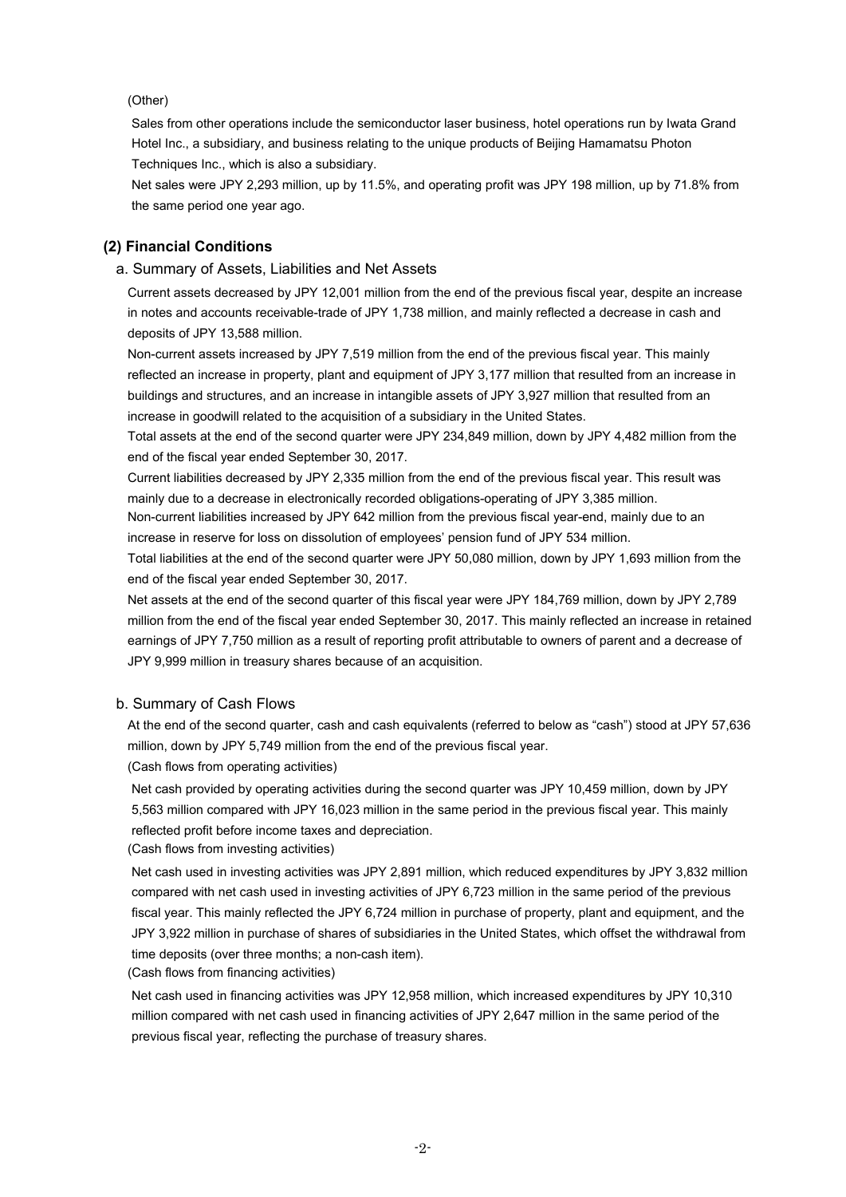(Other)

Sales from other operations include the semiconductor laser business, hotel operations run by Iwata Grand Hotel Inc., a subsidiary, and business relating to the unique products of Beijing Hamamatsu Photon Techniques Inc., which is also a subsidiary.

Net sales were JPY 2,293 million, up by 11.5%, and operating profit was JPY 198 million, up by 71.8% from the same period one year ago.

## (2) Financial Conditions

### a. Summary of Assets, Liabilities and Net Assets

Current assets decreased by JPY 12,001 million from the end of the previous fiscal year, despite an increase in notes and accounts receivable-trade of JPY 1,738 million, and mainly reflected a decrease in cash and deposits of JPY 13,588 million.

Non-current assets increased by JPY 7,519 million from the end of the previous fiscal year. This mainly reflected an increase in property, plant and equipment of JPY 3,177 million that resulted from an increase in buildings and structures, and an increase in intangible assets of JPY 3,927 million that resulted from an increase in goodwill related to the acquisition of a subsidiary in the United States.

Total assets at the end of the second quarter were JPY 234,849 million, down by JPY 4,482 million from the end of the fiscal year ended September 30, 2017.

Current liabilities decreased by JPY 2,335 million from the end of the previous fiscal year. This result was mainly due to a decrease in electronically recorded obligations-operating of JPY 3,385 million.

Non-current liabilities increased by JPY 642 million from the previous fiscal year-end, mainly due to an increase in reserve for loss on dissolution of employees' pension fund of JPY 534 million.

Total liabilities at the end of the second quarter were JPY 50,080 million, down by JPY 1,693 million from the end of the fiscal year ended September 30, 2017.

Net assets at the end of the second quarter of this fiscal year were JPY 184,769 million, down by JPY 2,789 million from the end of the fiscal year ended September 30, 2017. This mainly reflected an increase in retained earnings of JPY 7,750 million as a result of reporting profit attributable to owners of parent and a decrease of JPY 9,999 million in treasury shares because of an acquisition.

### b. Summary of Cash Flows

At the end of the second quarter, cash and cash equivalents (referred to below as "cash") stood at JPY 57,636 million, down by JPY 5,749 million from the end of the previous fiscal year.

(Cash flows from operating activities)

Net cash provided by operating activities during the second quarter was JPY 10,459 million, down by JPY 5,563 million compared with JPY 16,023 million in the same period in the previous fiscal year. This mainly reflected profit before income taxes and depreciation.

(Cash flows from investing activities)

Net cash used in investing activities was JPY 2,891 million, which reduced expenditures by JPY 3,832 million compared with net cash used in investing activities of JPY 6,723 million in the same period of the previous fiscal year. This mainly reflected the JPY 6,724 million in purchase of property, plant and equipment, and the JPY 3,922 million in purchase of shares of subsidiaries in the United States, which offset the withdrawal from time deposits (over three months; a non-cash item).

(Cash flows from financing activities)

Net cash used in financing activities was JPY 12,958 million, which increased expenditures by JPY 10,310 million compared with net cash used in financing activities of JPY 2,647 million in the same period of the previous fiscal year, reflecting the purchase of treasury shares.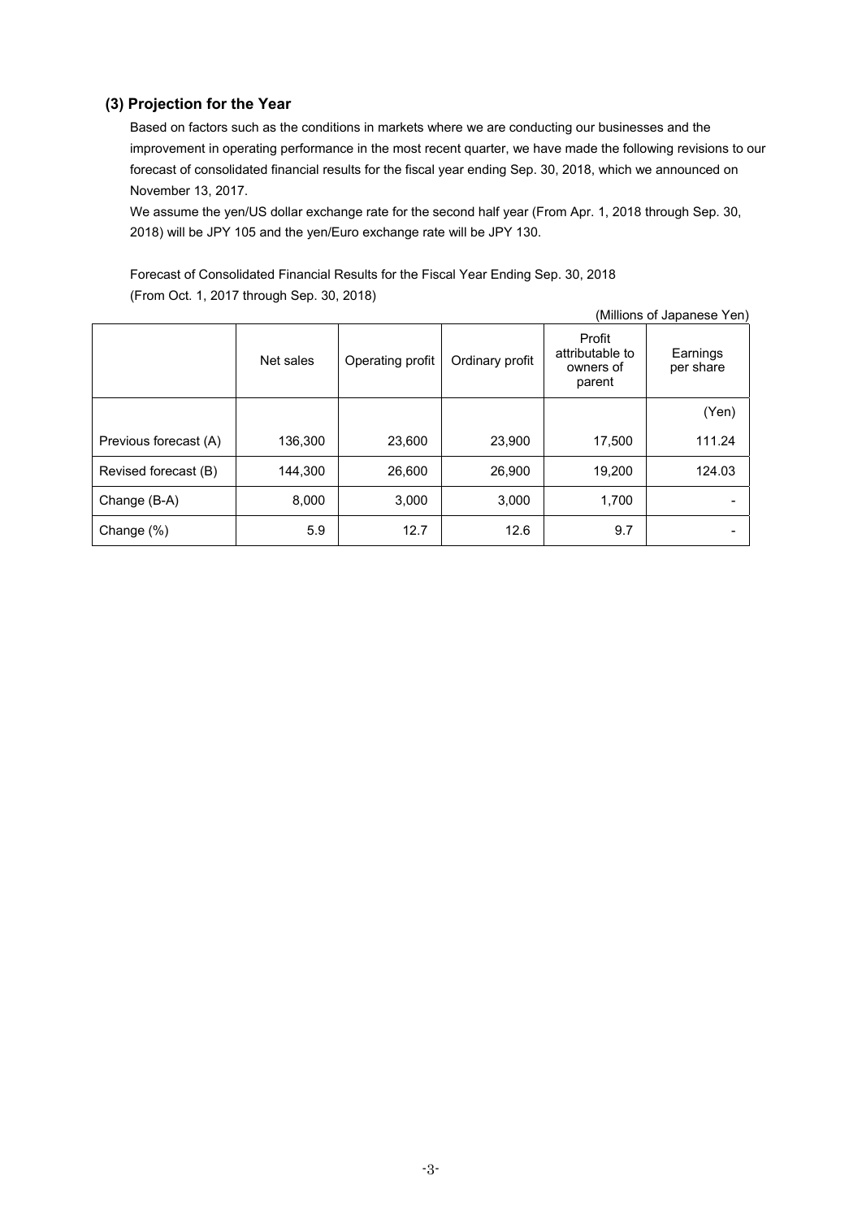### (3) Projection for the Year

Based on factors such as the conditions in markets where we are conducting our businesses and the improvement in operating performance in the most recent quarter, we have made the following revisions to our forecast of consolidated financial results for the fiscal year ending Sep. 30, 2018, which we announced on November 13, 2017.

We assume the yen/US dollar exchange rate for the second half year (From Apr. 1, 2018 through Sep. 30, 2018) will be JPY 105 and the yen/Euro exchange rate will be JPY 130.

Forecast of Consolidated Financial Results for the Fiscal Year Ending Sep. 30, 2018
(From Oct. 1, 2017 through Sep. 30, 2018)

(Millions of Japanese Yen)

| | Net sales | Operating profit | Ordinary profit | Profit attributable to owners of parent | Earnings per share |
|---|---|---|---|---|---|
| | | | | | (Yen) |
| Previous forecast (A) | 136,300 | 23,600 | 23,900 | 17,500 | 111.24 |
| Revised forecast (B) | 144,300 | 26,600 | 26,900 | 19,200 | 124.03 |
| Change (B-A) | 8,000 | 3,000 | 3,000 | 1,700 | - |
| Change (%) | 5.9 | 12.7 | 12.6 | 9.7 | - |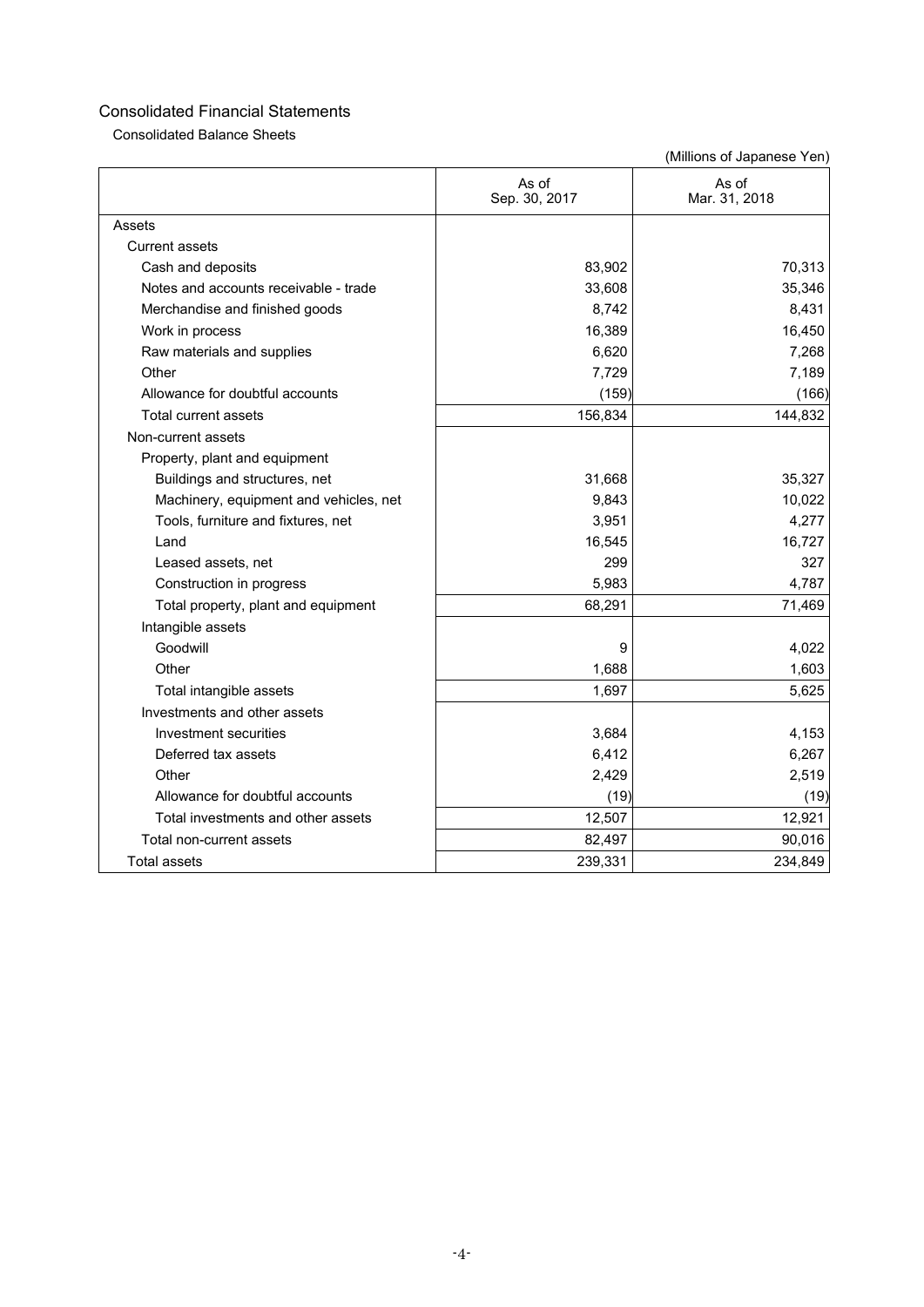# Consolidated Financial Statements

## Consolidated Balance Sheets

(Millions of Japanese Yen)

| | As of Sep. 30, 2017 | As of Mar. 31, 2018 |
|---|---|---|
| Assets | | |
| Current assets | | |
| Cash and deposits | 83,902 | 70,313 |
| Notes and accounts receivable - trade | 33,608 | 35,346 |
| Merchandise and finished goods | 8,742 | 8,431 |
| Work in process | 16,389 | 16,450 |
| Raw materials and supplies | 6,620 | 7,268 |
| Other | 7,729 | 7,189 |
| Allowance for doubtful accounts | (159) | (166) |
| Total current assets | 156,834 | 144,832 |
| Non-current assets | | |
| Property, plant and equipment | | |
| Buildings and structures, net | 31,668 | 35,327 |
| Machinery, equipment and vehicles, net | 9,843 | 10,022 |
| Tools, furniture and fixtures, net | 3,951 | 4,277 |
| Land | 16,545 | 16,727 |
| Leased assets, net | 299 | 327 |
| Construction in progress | 5,983 | 4,787 |
| Total property, plant and equipment | 68,291 | 71,469 |
| Intangible assets | | |
| Goodwill | 9 | 4,022 |
| Other | 1,688 | 1,603 |
| Total intangible assets | 1,697 | 5,625 |
| Investments and other assets | | |
| Investment securities | 3,684 | 4,153 |
| Deferred tax assets | 6,412 | 6,267 |
| Other | 2,429 | 2,519 |
| Allowance for doubtful accounts | (19) | (19) |
| Total investments and other assets | 12,507 | 12,921 |
| Total non-current assets | 82,497 | 90,016 |
| Total assets | 239,331 | 234,849 |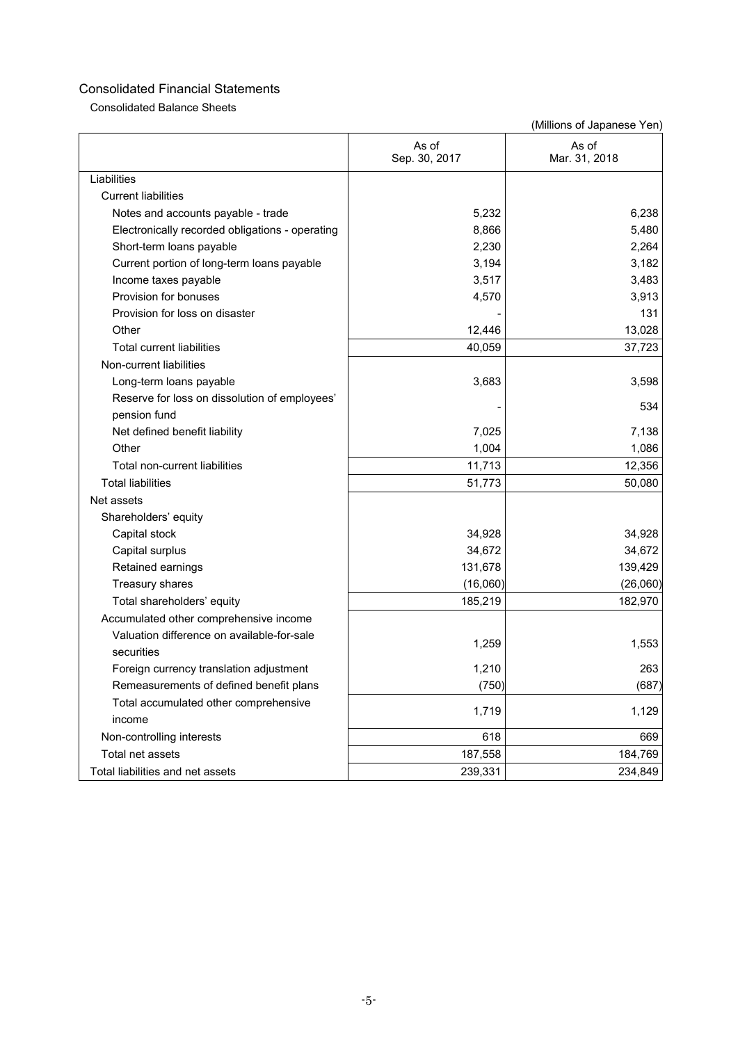# Consolidated Financial Statements

## Consolidated Balance Sheets

(Millions of Japanese Yen)

| | As of Sep. 30, 2017 | As of Mar. 31, 2018 |
|---|---|---|
| Liabilities | | |
| Current liabilities | | |
| Notes and accounts payable - trade | 5,232 | 6,238 |
| Electronically recorded obligations - operating | 8,866 | 5,480 |
| Short-term loans payable | 2,230 | 2,264 |
| Current portion of long-term loans payable | 3,194 | 3,182 |
| Income taxes payable | 3,517 | 3,483 |
| Provision for bonuses | 4,570 | 3,913 |
| Provision for loss on disaster | - | 131 |
| Other | 12,446 | 13,028 |
| Total current liabilities | 40,059 | 37,723 |
| Non-current liabilities | | |
| Long-term loans payable | 3,683 | 3,598 |
| Reserve for loss on dissolution of employees' pension fund | - | 534 |
| Net defined benefit liability | 7,025 | 7,138 |
| Other | 1,004 | 1,086 |
| Total non-current liabilities | 11,713 | 12,356 |
| Total liabilities | 51,773 | 50,080 |
| Net assets | | |
| Shareholders' equity | | |
| Capital stock | 34,928 | 34,928 |
| Capital surplus | 34,672 | 34,672 |
| Retained earnings | 131,678 | 139,429 |
| Treasury shares | (16,060) | (26,060) |
| Total shareholders' equity | 185,219 | 182,970 |
| Accumulated other comprehensive income | | |
| Valuation difference on available-for-sale securities | 1,259 | 1,553 |
| Foreign currency translation adjustment | 1,210 | 263 |
| Remeasurements of defined benefit plans | (750) | (687) |
| Total accumulated other comprehensive income | 1,719 | 1,129 |
| Non-controlling interests | 618 | 669 |
| Total net assets | 187,558 | 184,769 |
| Total liabilities and net assets | 239,331 | 234,849 |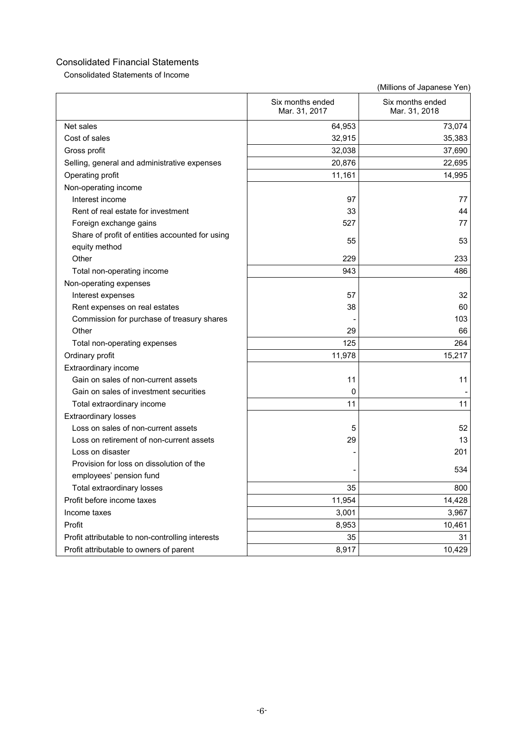# Consolidated Financial Statements

## Consolidated Statements of Income

(Millions of Japanese Yen)

| | Six months ended Mar. 31, 2017 | Six months ended Mar. 31, 2018 |
|---|---|---|
| Net sales | 64,953 | 73,074 |
| Cost of sales | 32,915 | 35,383 |
| Gross profit | 32,038 | 37,690 |
| Selling, general and administrative expenses | 20,876 | 22,695 |
| Operating profit | 11,161 | 14,995 |
| Non-operating income | | |
| Interest income | 97 | 77 |
| Rent of real estate for investment | 33 | 44 |
| Foreign exchange gains | 527 | 77 |
| Share of profit of entities accounted for using equity method | 55 | 53 |
| Other | 229 | 233 |
| Total non-operating income | 943 | 486 |
| Non-operating expenses | | |
| Interest expenses | 57 | 32 |
| Rent expenses on real estates | 38 | 60 |
| Commission for purchase of treasury shares | - | 103 |
| Other | 29 | 66 |
| Total non-operating expenses | 125 | 264 |
| Ordinary profit | 11,978 | 15,217 |
| Extraordinary income | | |
| Gain on sales of non-current assets | 11 | 11 |
| Gain on sales of investment securities | 0 | - |
| Total extraordinary income | 11 | 11 |
| Extraordinary losses | | |
| Loss on sales of non-current assets | 5 | 52 |
| Loss on retirement of non-current assets | 29 | 13 |
| Loss on disaster | - | 201 |
| Provision for loss on dissolution of the employees' pension fund | - | 534 |
| Total extraordinary losses | 35 | 800 |
| Profit before income taxes | 11,954 | 14,428 |
| Income taxes | 3,001 | 3,967 |
| Profit | 8,953 | 10,461 |
| Profit attributable to non-controlling interests | 35 | 31 |
| Profit attributable to owners of parent | 8,917 | 10,429 |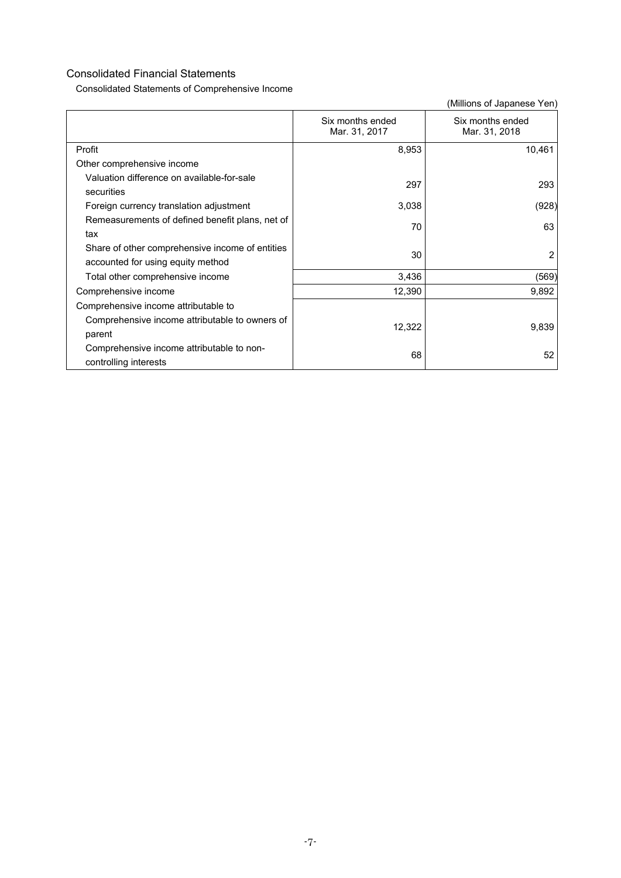## Consolidated Financial Statements

### Consolidated Statements of Comprehensive Income

(Millions of Japanese Yen)

| | Six months ended Mar. 31, 2017 | Six months ended Mar. 31, 2018 |
|---|---|---|
| Profit | 8,953 | 10,461 |
| Other comprehensive income | | |
| Valuation difference on available-for-sale securities | 297 | 293 |
| Foreign currency translation adjustment | 3,038 | (928) |
| Remeasurements of defined benefit plans, net of tax | 70 | 63 |
| Share of other comprehensive income of entities accounted for using equity method | 30 | 2 |
| Total other comprehensive income | 3,436 | (569) |
| Comprehensive income | 12,390 | 9,892 |
| Comprehensive income attributable to | | |
| Comprehensive income attributable to owners of parent | 12,322 | 9,839 |
| Comprehensive income attributable to non-controlling interests | 68 | 52 |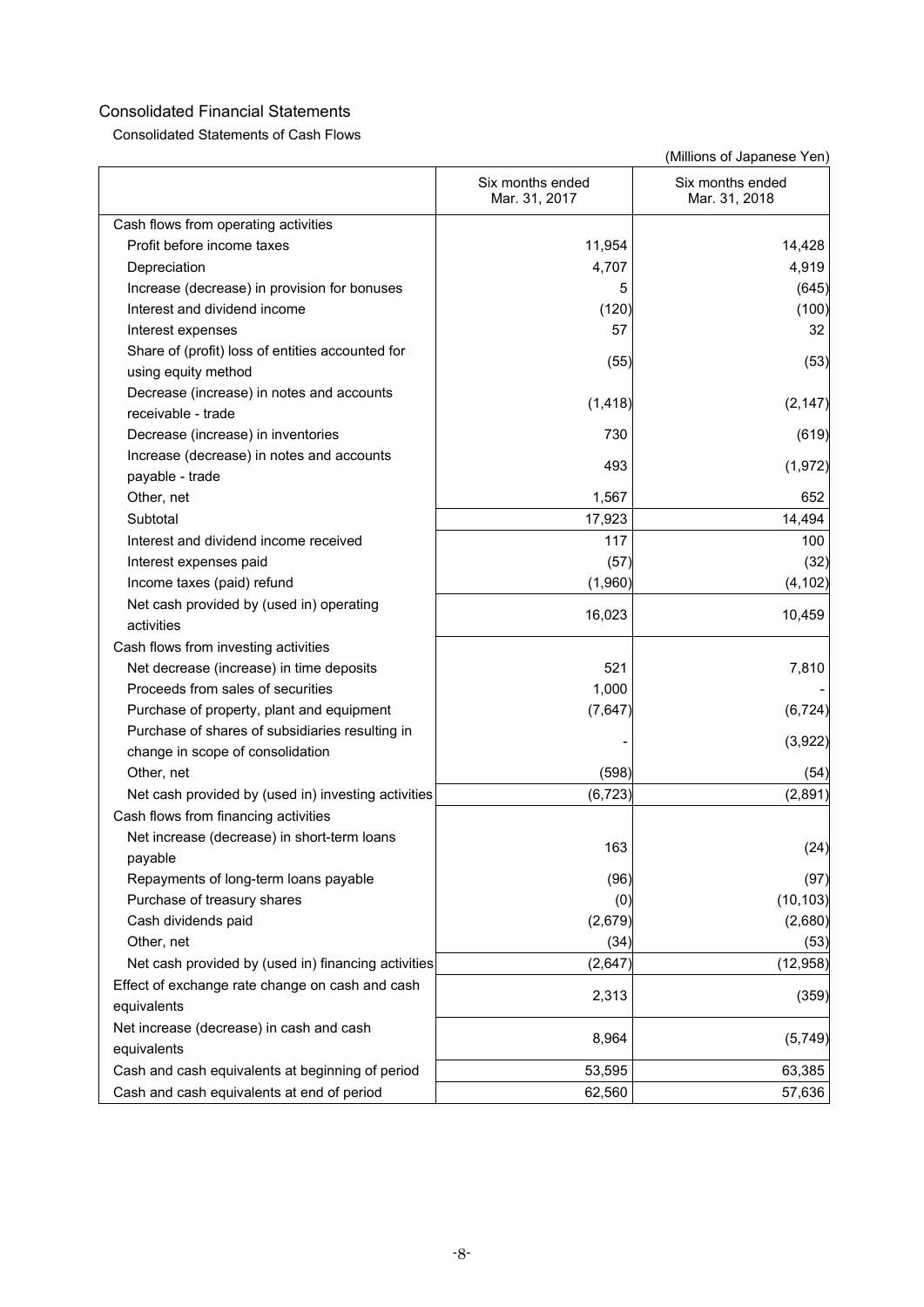## Consolidated Financial Statements

### Consolidated Statements of Cash Flows

(Millions of Japanese Yen)

| | Six months ended Mar. 31, 2017 | Six months ended Mar. 31, 2018 |
|---|---:|---:|
| Cash flows from operating activities | | |
| Profit before income taxes | 11,954 | 14,428 |
| Depreciation | 4,707 | 4,919 |
| Increase (decrease) in provision for bonuses | 5 | (645) |
| Interest and dividend income | (120) | (100) |
| Interest expenses | 57 | 32 |
| Share of (profit) loss of entities accounted for using equity method | (55) | (53) |
| Decrease (increase) in notes and accounts receivable - trade | (1,418) | (2,147) |
| Decrease (increase) in inventories | 730 | (619) |
| Increase (decrease) in notes and accounts payable - trade | 493 | (1,972) |
| Other, net | 1,567 | 652 |
| Subtotal | 17,923 | 14,494 |
| Interest and dividend income received | 117 | 100 |
| Interest expenses paid | (57) | (32) |
| Income taxes (paid) refund | (1,960) | (4,102) |
| Net cash provided by (used in) operating activities | 16,023 | 10,459 |
| Cash flows from investing activities | | |
| Net decrease (increase) in time deposits | 521 | 7,810 |
| Proceeds from sales of securities | 1,000 | - |
| Purchase of property, plant and equipment | (7,647) | (6,724) |
| Purchase of shares of subsidiaries resulting in change in scope of consolidation | - | (3,922) |
| Other, net | (598) | (54) |
| Net cash provided by (used in) investing activities | (6,723) | (2,891) |
| Cash flows from financing activities | | |
| Net increase (decrease) in short-term loans payable | 163 | (24) |
| Repayments of long-term loans payable | (96) | (97) |
| Purchase of treasury shares | (0) | (10,103) |
| Cash dividends paid | (2,679) | (2,680) |
| Other, net | (34) | (53) |
| Net cash provided by (used in) financing activities | (2,647) | (12,958) |
| Effect of exchange rate change on cash and cash equivalents | 2,313 | (359) |
| Net increase (decrease) in cash and cash equivalents | 8,964 | (5,749) |
| Cash and cash equivalents at beginning of period | 53,595 | 63,385 |
| Cash and cash equivalents at end of period | 62,560 | 57,636 |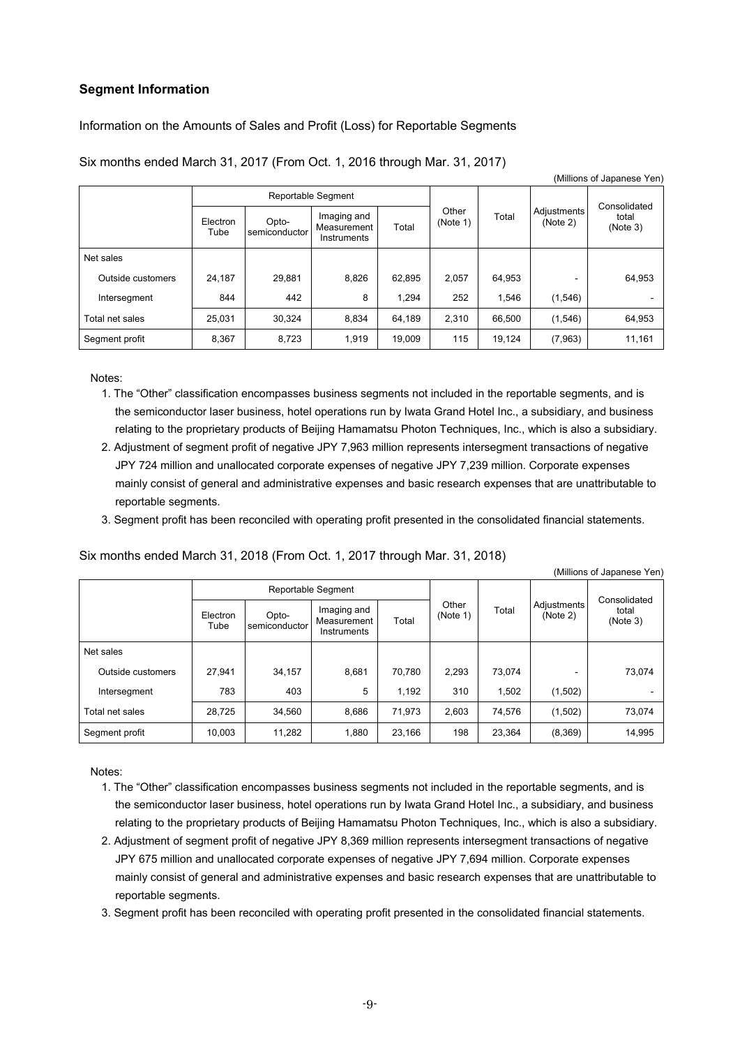## Segment Information

Information on the Amounts of Sales and Profit (Loss) for Reportable Segments

Six months ended March 31, 2017 (From Oct. 1, 2016 through Mar. 31, 2017)

(Millions of Japanese Yen)

| | Reportable Segment | | | | Other (Note 1) | Total | Adjustments (Note 2) | Consolidated total (Note 3) |
|---|---|---|---|---|---|---|---|---|
| | Electron Tube | Opto-semiconductor | Imaging and Measurement Instruments | Total | | | | |
| Net sales | | | | | | | | |
| Outside customers | 24,187 | 29,881 | 8,826 | 62,895 | 2,057 | 64,953 | - | 64,953 |
| Intersegment | 844 | 442 | 8 | 1,294 | 252 | 1,546 | (1,546) | - |
| Total net sales | 25,031 | 30,324 | 8,834 | 64,189 | 2,310 | 66,500 | (1,546) | 64,953 |
| Segment profit | 8,367 | 8,723 | 1,919 | 19,009 | 115 | 19,124 | (7,963) | 11,161 |

Notes:

1. The "Other" classification encompasses business segments not included in the reportable segments, and is the semiconductor laser business, hotel operations run by Iwata Grand Hotel Inc., a subsidiary, and business relating to the proprietary products of Beijing Hamamatsu Photon Techniques, Inc., which is also a subsidiary.
2. Adjustment of segment profit of negative JPY 7,963 million represents intersegment transactions of negative JPY 724 million and unallocated corporate expenses of negative JPY 7,239 million. Corporate expenses mainly consist of general and administrative expenses and basic research expenses that are unattributable to reportable segments.
3. Segment profit has been reconciled with operating profit presented in the consolidated financial statements.

Six months ended March 31, 2018 (From Oct. 1, 2017 through Mar. 31, 2018)

(Millions of Japanese Yen)

| | Reportable Segment | | | | Other (Note 1) | Total | Adjustments (Note 2) | Consolidated total (Note 3) |
|---|---|---|---|---|---|---|---|---|
| | Electron Tube | Opto-semiconductor | Imaging and Measurement Instruments | Total | | | | |
| Net sales | | | | | | | | |
| Outside customers | 27,941 | 34,157 | 8,681 | 70,780 | 2,293 | 73,074 | - | 73,074 |
| Intersegment | 783 | 403 | 5 | 1,192 | 310 | 1,502 | (1,502) | - |
| Total net sales | 28,725 | 34,560 | 8,686 | 71,973 | 2,603 | 74,576 | (1,502) | 73,074 |
| Segment profit | 10,003 | 11,282 | 1,880 | 23,166 | 198 | 23,364 | (8,369) | 14,995 |

Notes:

1. The "Other" classification encompasses business segments not included in the reportable segments, and is the semiconductor laser business, hotel operations run by Iwata Grand Hotel Inc., a subsidiary, and business relating to the proprietary products of Beijing Hamamatsu Photon Techniques, Inc., which is also a subsidiary.
2. Adjustment of segment profit of negative JPY 8,369 million represents intersegment transactions of negative JPY 675 million and unallocated corporate expenses of negative JPY 7,694 million. Corporate expenses mainly consist of general and administrative expenses and basic research expenses that are unattributable to reportable segments.
3. Segment profit has been reconciled with operating profit presented in the consolidated financial statements.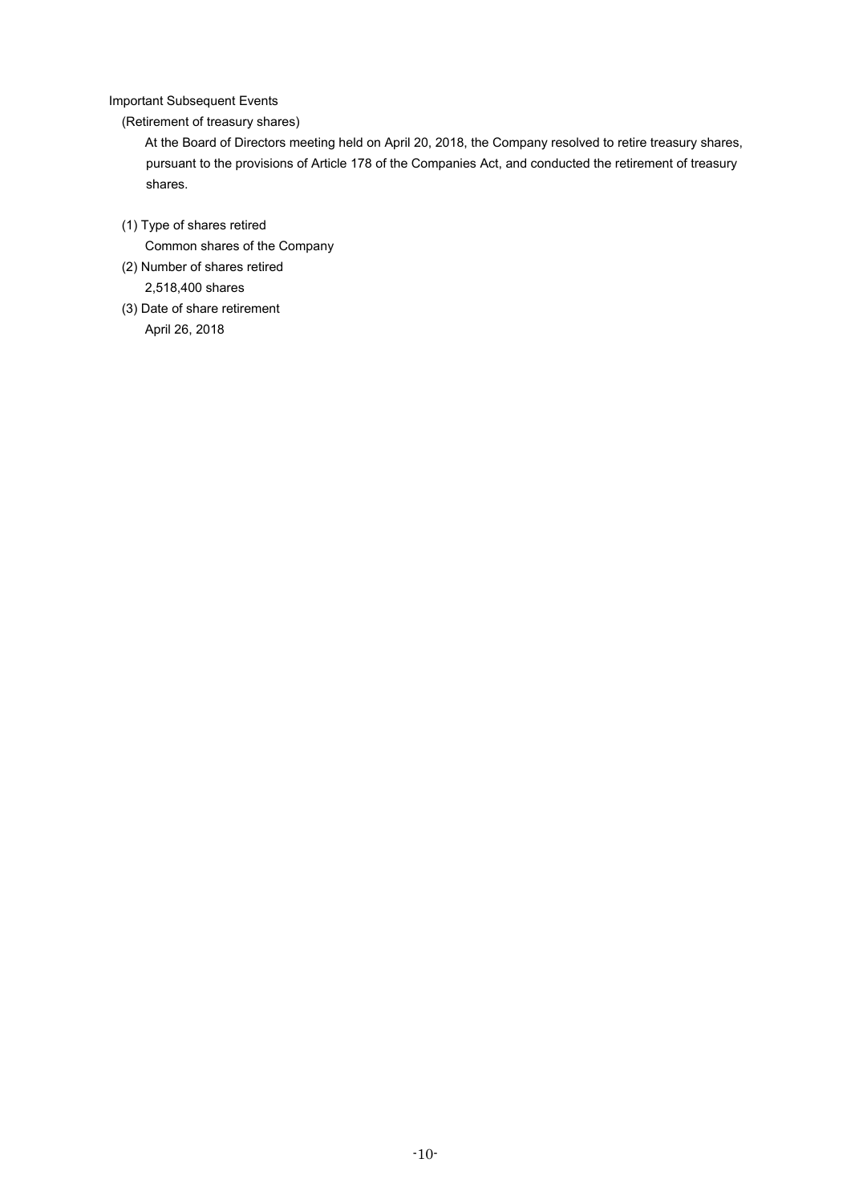## Important Subsequent Events

(Retirement of treasury shares)

At the Board of Directors meeting held on April 20, 2018, the Company resolved to retire treasury shares, pursuant to the provisions of Article 178 of the Companies Act, and conducted the retirement of treasury shares.

(1) Type of shares retired
    Common shares of the Company

(2) Number of shares retired
    2,518,400 shares

(3) Date of share retirement
    April 26, 2018